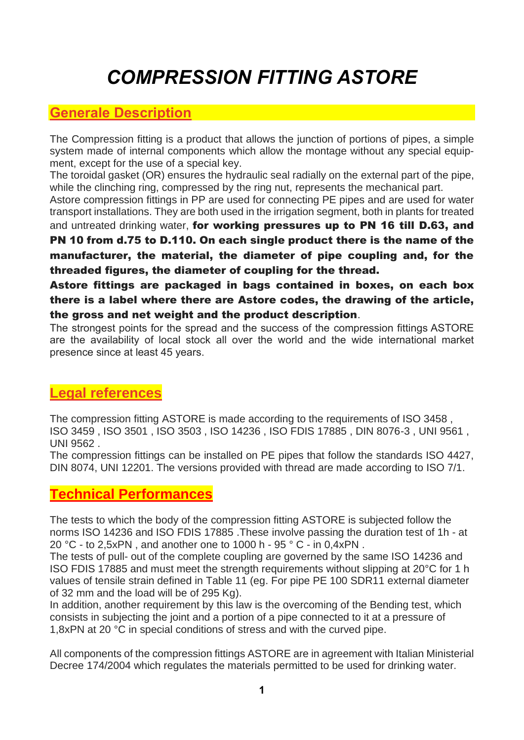# *COMPRESSION FITTING ASTORE*

## Generale Description

The Compression fitting is a product that allows the junction of portions of pipes, a simple system made of internal components which allow the montage without any special equipment, except for the use of a special key.
The toroidal gasket (OR) ensures the hydraulic seal radially on the external part of the pipe, while the clinching ring, compressed by the ring nut, represents the mechanical part.
Astore compression fittings in PP are used for connecting PE pipes and are used for water transport installations. They are both used in the irrigation segment, both in plants for treated and untreated drinking water, **for working pressures up to PN 16 till D.63, and PN 10 from d.75 to D.110. On each single product there is the name of the manufacturer, the material, the diameter of pipe coupling and, for the threaded figures, the diameter of coupling for the thread.**
**Astore fittings are packaged in bags contained in boxes, on each box there is a label where there are Astore codes, the drawing of the article, the gross and net weight and the product description**.
The strongest points for the spread and the success of the compression fittings ASTORE are the availability of local stock all over the world and the wide international market presence since at least 45 years.

## Legal references

The compression fitting ASTORE is made according to the requirements of ISO 3458 , ISO 3459 , ISO 3501 , ISO 3503 , ISO 14236 , ISO FDIS 17885 , DIN 8076-3 , UNI 9561 , UNI 9562 .
The compression fittings can be installed on PE pipes that follow the standards ISO 4427, DIN 8074, UNI 12201. The versions provided with thread are made according to ISO 7/1.

## Technical Performances

The tests to which the body of the compression fitting ASTORE is subjected follow the norms ISO 14236 and ISO FDIS 17885 .These involve passing the duration test of 1h - at 20 °C - to 2,5xPN , and another one to 1000 h - 95 ° C - in 0,4xPN .
The tests of pull- out of the complete coupling are governed by the same ISO 14236 and ISO FDIS 17885 and must meet the strength requirements without slipping at 20°C for 1 h values of tensile strain defined in Table 11 (eg. For pipe PE 100 SDR11 external diameter of 32 mm and the load will be of 295 Kg).
In addition, another requirement by this law is the overcoming of the Bending test, which consists in subjecting the joint and a portion of a pipe connected to it at a pressure of 1,8xPN at 20 °C in special conditions of stress and with the curved pipe.

All components of the compression fittings ASTORE are in agreement with Italian Ministerial Decree 174/2004 which regulates the materials permitted to be used for drinking water.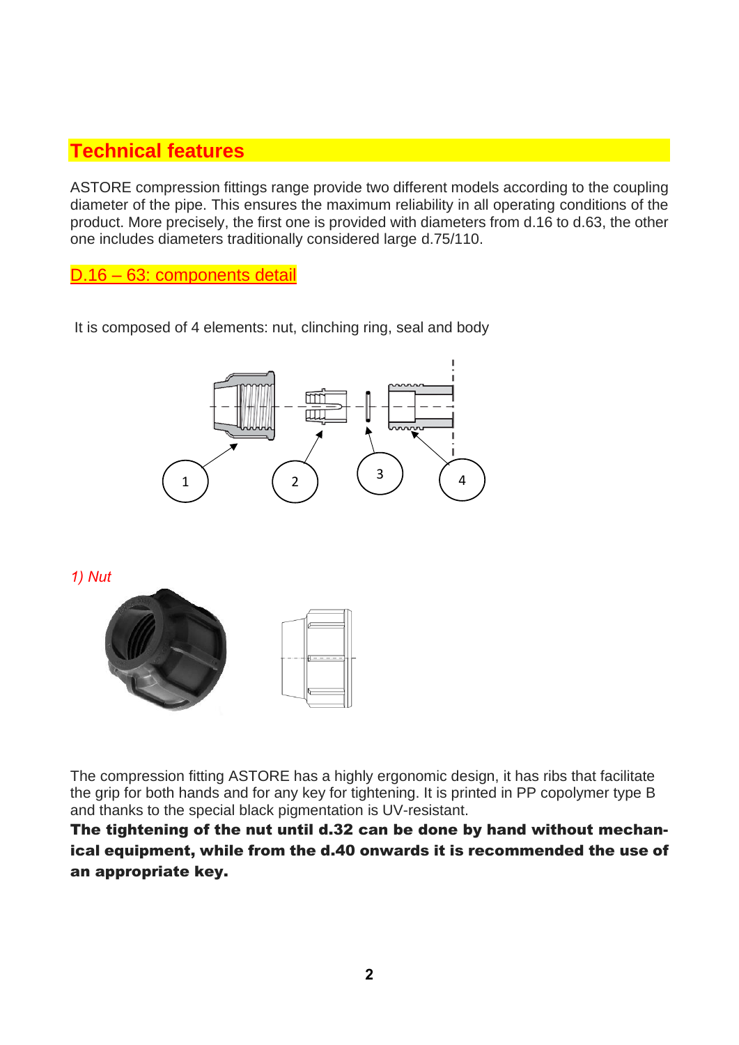## Technical features

ASTORE compression fittings range provide two different models according to the coupling diameter of the pipe. This ensures the maximum reliability in all operating conditions of the product. More precisely, the first one is provided with diameters from d.16 to d.63, the other one includes diameters traditionally considered large d.75/110.

### D.16 – 63: components detail

It is composed of 4 elements: nut, clinching ring, seal and body

*1) Nut*

The compression fitting ASTORE has a highly ergonomic design, it has ribs that facilitate the grip for both hands and for any key for tightening. It is printed in PP copolymer type B and thanks to the special black pigmentation is UV-resistant.

**The tightening of the nut until d.32 can be done by hand without mechanical equipment, while from the d.40 onwards it is recommended the use of an appropriate key.**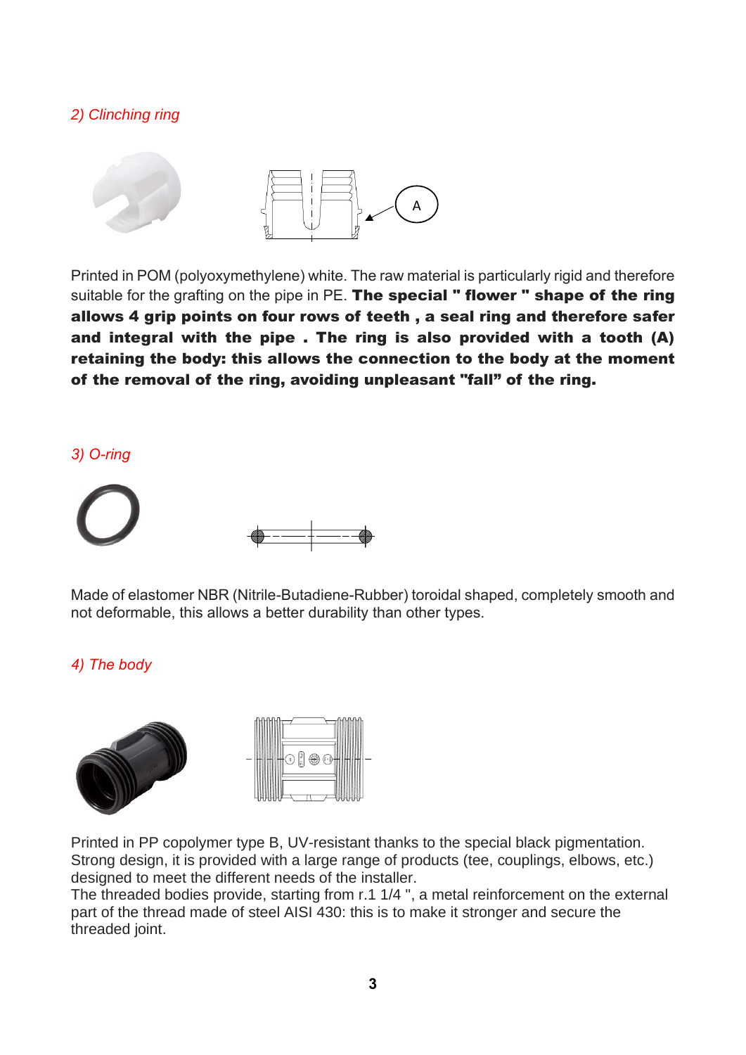*2) Clinching ring*

Printed in POM (polyoxymethylene) white. The raw material is particularly rigid and therefore suitable for the grafting on the pipe in PE. **The special " flower " shape of the ring allows 4 grip points on four rows of teeth , a seal ring and therefore safer and integral with the pipe . The ring is also provided with a tooth (A) retaining the body: this allows the connection to the body at the moment of the removal of the ring, avoiding unpleasant "fall" of the ring.**

*3) O-ring*

Made of elastomer NBR (Nitrile-Butadiene-Rubber) toroidal shaped, completely smooth and not deformable, this allows a better durability than other types.

*4) The body*

Printed in PP copolymer type B, UV-resistant thanks to the special black pigmentation. Strong design, it is provided with a large range of products (tee, couplings, elbows, etc.) designed to meet the different needs of the installer.
The threaded bodies provide, starting from r.1 1/4 ", a metal reinforcement on the external part of the thread made of steel AISI 430: this is to make it stronger and secure the threaded joint.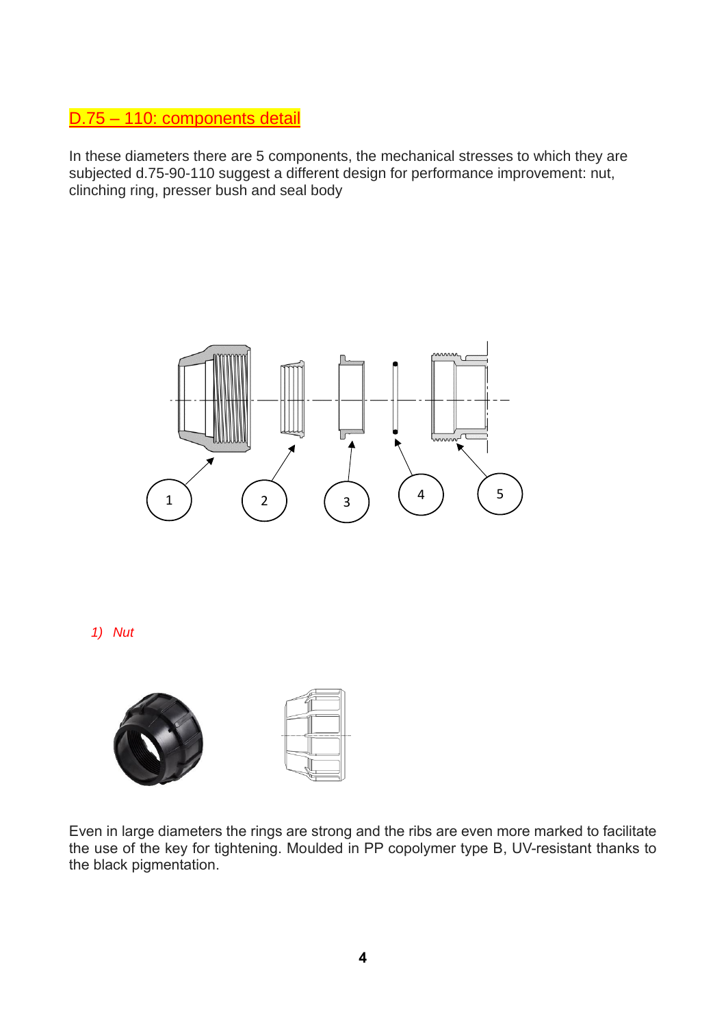## D.75 – 110: components detail

In these diameters there are 5 components, the mechanical stresses to which they are subjected d.75-90-110 suggest a different design for performance improvement: nut, clinching ring, presser bush and seal body

*1) Nut*

Even in large diameters the rings are strong and the ribs are even more marked to facilitate the use of the key for tightening. Moulded in PP copolymer type B, UV-resistant thanks to the black pigmentation.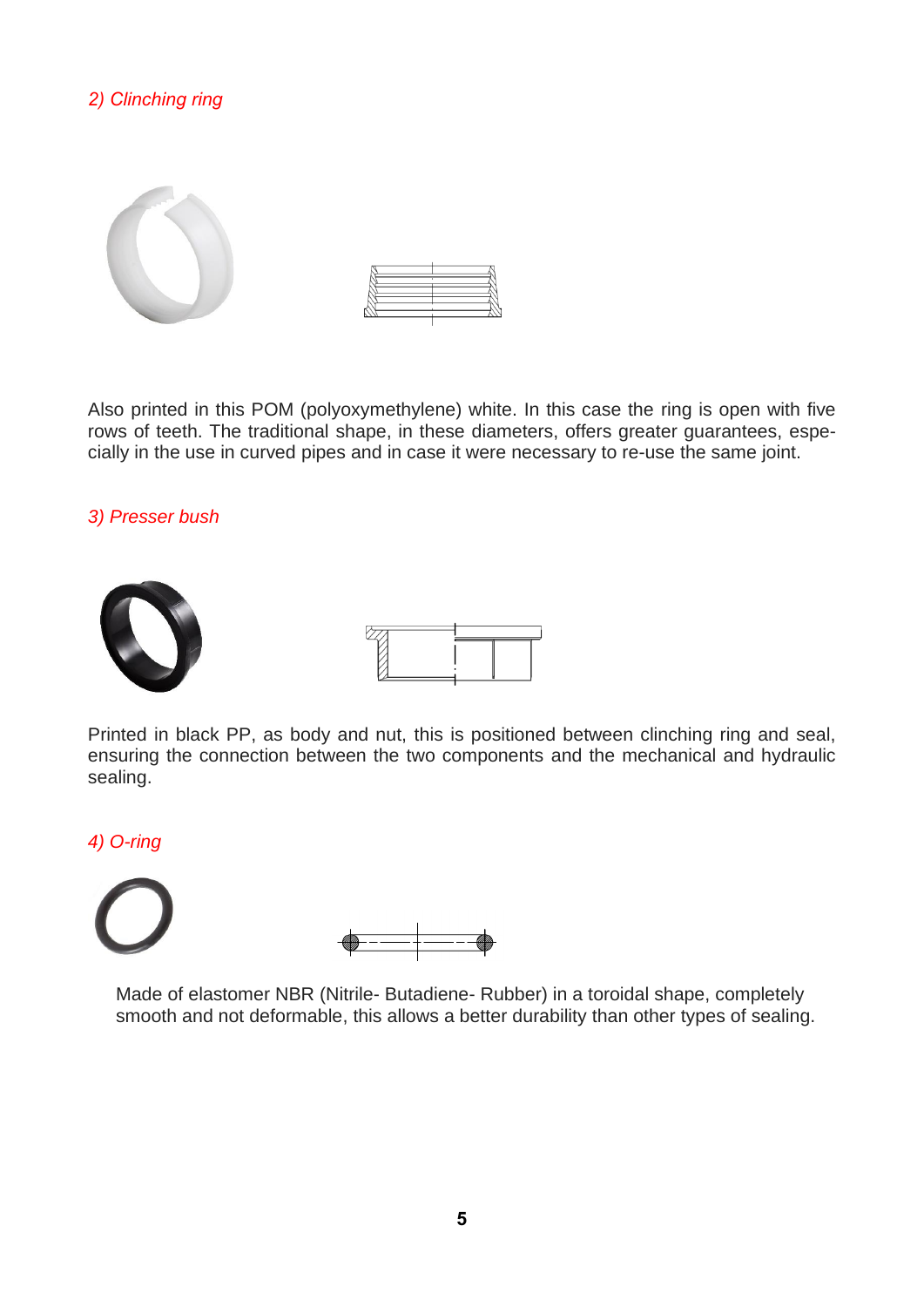*2) Clinching ring*

Also printed in this POM (polyoxymethylene) white. In this case the ring is open with five rows of teeth. The traditional shape, in these diameters, offers greater guarantees, especially in the use in curved pipes and in case it were necessary to re-use the same joint.

*3) Presser bush*

Printed in black PP, as body and nut, this is positioned between clinching ring and seal, ensuring the connection between the two components and the mechanical and hydraulic sealing.

*4) O-ring*

Made of elastomer NBR (Nitrile- Butadiene- Rubber) in a toroidal shape, completely smooth and not deformable, this allows a better durability than other types of sealing.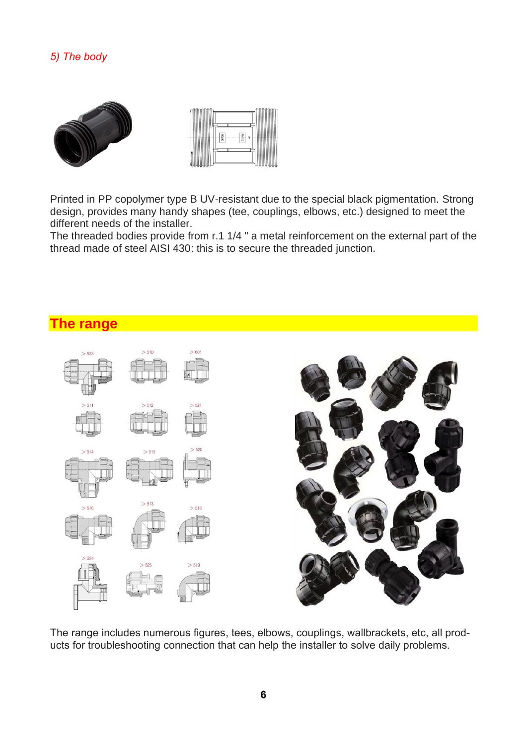*5) The body*

Printed in PP copolymer type B UV-resistant due to the special black pigmentation. Strong design, provides many handy shapes (tee, couplings, elbows, etc.) designed to meet the different needs of the installer.
The threaded bodies provide from r.1 1/4 " a metal reinforcement on the external part of the thread made of steel AISI 430: this is to secure the threaded junction.

## The range

The range includes numerous figures, tees, elbows, couplings, wallbrackets, etc, all products for troubleshooting connection that can help the installer to solve daily problems.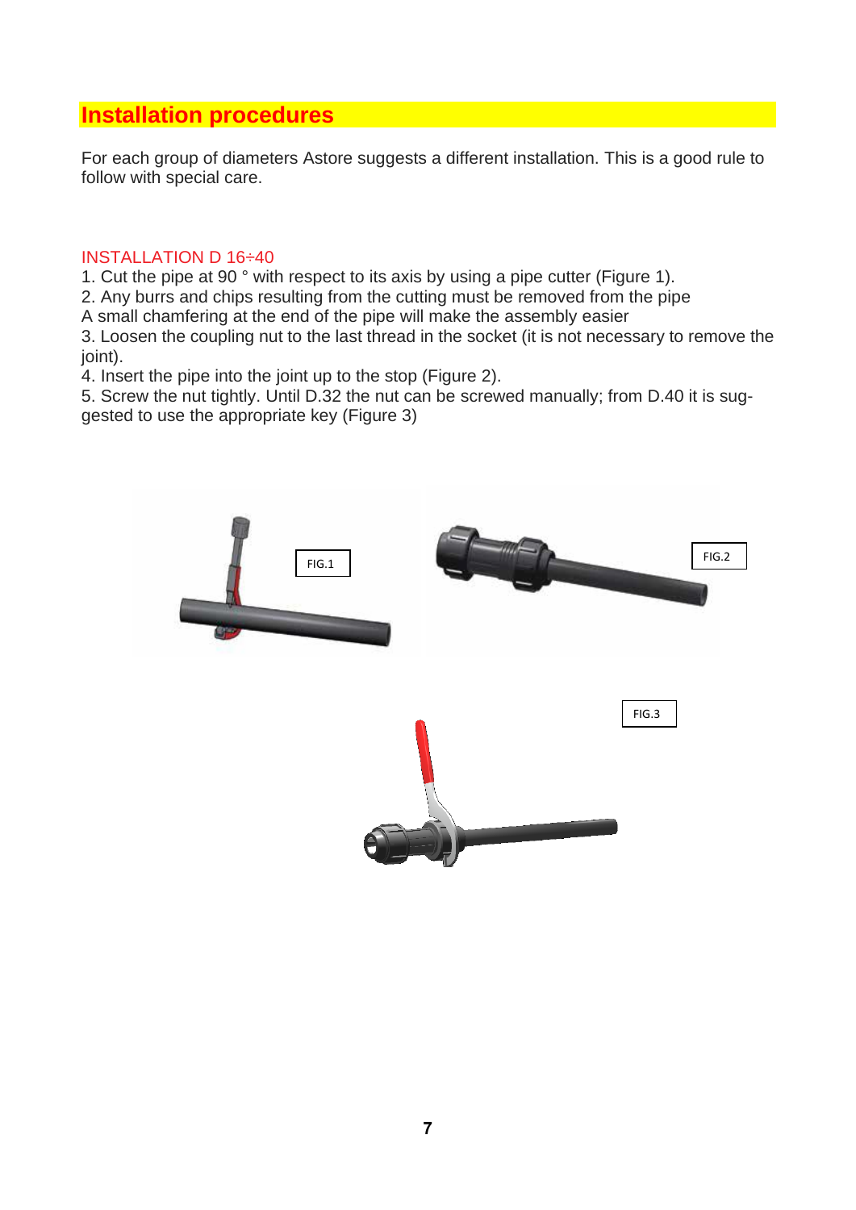# Installation procedures

For each group of diameters Astore suggests a different installation. This is a good rule to follow with special care.

## INSTALLATION D 16÷40

1. Cut the pipe at 90 ° with respect to its axis by using a pipe cutter (Figure 1).
2. Any burrs and chips resulting from the cutting must be removed from the pipe

A small chamfering at the end of the pipe will make the assembly easier

3. Loosen the coupling nut to the last thread in the socket (it is not necessary to remove the joint).
4. Insert the pipe into the joint up to the stop (Figure 2).
5. Screw the nut tightly. Until D.32 the nut can be screwed manually; from D.40 it is suggested to use the appropriate key (Figure 3)

FIG.1

FIG.2

FIG.3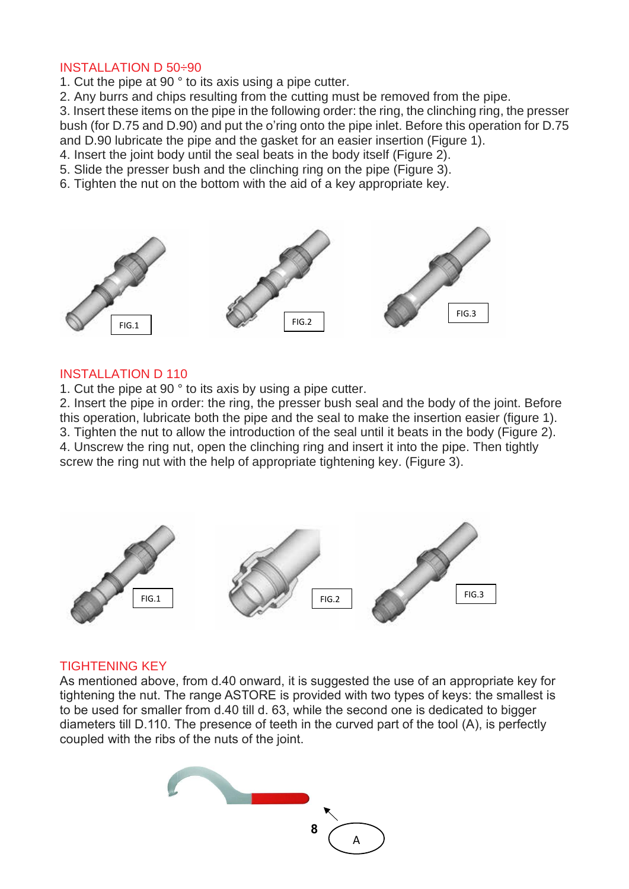## INSTALLATION D 50÷90

1. Cut the pipe at 90 ° to its axis using a pipe cutter.
2. Any burrs and chips resulting from the cutting must be removed from the pipe.
3. Insert these items on the pipe in the following order: the ring, the clinching ring, the presser bush (for D.75 and D.90) and put the o'ring onto the pipe inlet. Before this operation for D.75 and D.90 lubricate the pipe and the gasket for an easier insertion (Figure 1).
4. Insert the joint body until the seal beats in the body itself (Figure 2).
5. Slide the presser bush and the clinching ring on the pipe (Figure 3).
6. Tighten the nut on the bottom with the aid of a key appropriate key.

FIG.1

FIG.2

FIG.3

## INSTALLATION D 110

1. Cut the pipe at 90 ° to its axis by using a pipe cutter.
2. Insert the pipe in order: the ring, the presser bush seal and the body of the joint. Before this operation, lubricate both the pipe and the seal to make the insertion easier (figure 1).
3. Tighten the nut to allow the introduction of the seal until it beats in the body (Figure 2).
4. Unscrew the ring nut, open the clinching ring and insert it into the pipe. Then tightly screw the ring nut with the help of appropriate tightening key. (Figure 3).

FIG.1

FIG.2

FIG.3

## TIGHTENING KEY

As mentioned above, from d.40 onward, it is suggested the use of an appropriate key for tightening the nut. The range ASTORE is provided with two types of keys: the smallest is to be used for smaller from d.40 till d. 63, while the second one is dedicated to bigger diameters till D.110. The presence of teeth in the curved part of the tool (A), is perfectly coupled with the ribs of the nuts of the joint.

A